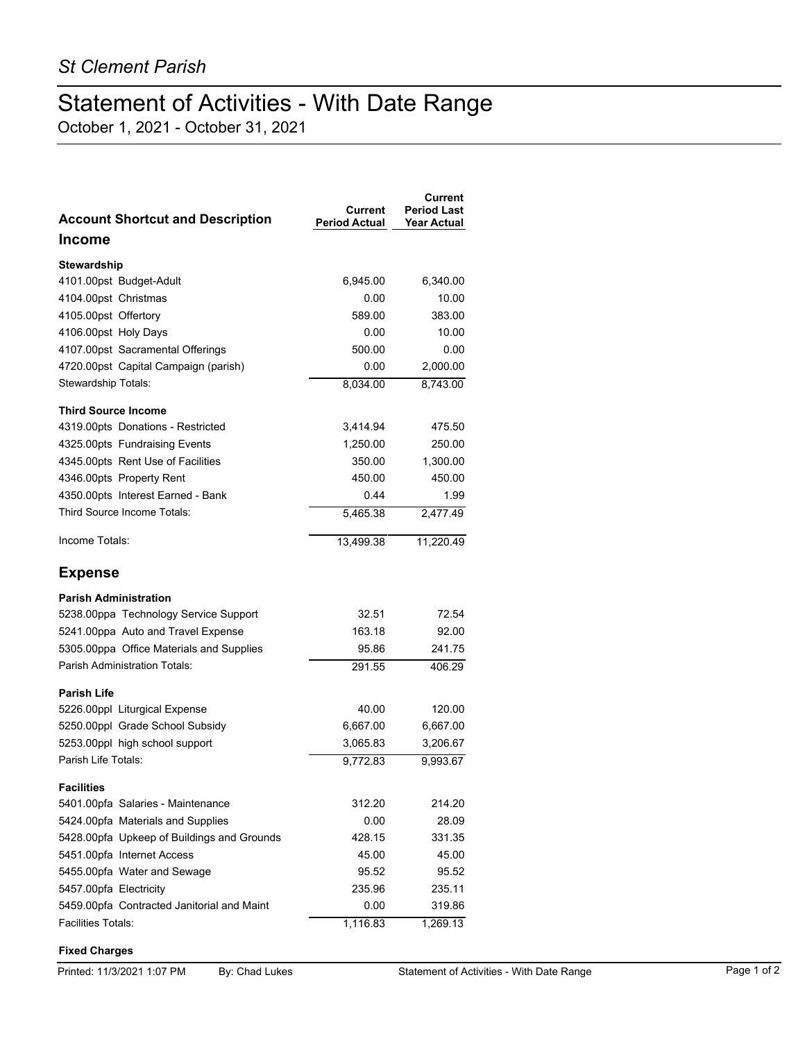*St Clement Parish*

# Statement of Activities - With Date Range

October 1, 2021 - October 31, 2021

| Account Shortcut and Description | Current Period Actual | Current Period Last Year Actual |
|---|---|---|
| **Income** | | |
| **Stewardship** | | |
| 4101.00pst Budget-Adult | 6,945.00 | 6,340.00 |
| 4104.00pst Christmas | 0.00 | 10.00 |
| 4105.00pst Offertory | 589.00 | 383.00 |
| 4106.00pst Holy Days | 0.00 | 10.00 |
| 4107.00pst Sacramental Offerings | 500.00 | 0.00 |
| 4720.00pst Capital Campaign (parish) | 0.00 | 2,000.00 |
| Stewardship Totals: | 8,034.00 | 8,743.00 |
| **Third Source Income** | | |
| 4319.00pts Donations - Restricted | 3,414.94 | 475.50 |
| 4325.00pts Fundraising Events | 1,250.00 | 250.00 |
| 4345.00pts Rent Use of Facilities | 350.00 | 1,300.00 |
| 4346.00pts Property Rent | 450.00 | 450.00 |
| 4350.00pts Interest Earned - Bank | 0.44 | 1.99 |
| Third Source Income Totals: | 5,465.38 | 2,477.49 |
| Income Totals: | 13,499.38 | 11,220.49 |
| **Expense** | | |
| **Parish Administration** | | |
| 5238.00ppa Technology Service Support | 32.51 | 72.54 |
| 5241.00ppa Auto and Travel Expense | 163.18 | 92.00 |
| 5305.00ppa Office Materials and Supplies | 95.86 | 241.75 |
| Parish Administration Totals: | 291.55 | 406.29 |
| **Parish Life** | | |
| 5226.00ppl Liturgical Expense | 40.00 | 120.00 |
| 5250.00ppl Grade School Subsidy | 6,667.00 | 6,667.00 |
| 5253.00ppl high school support | 3,065.83 | 3,206.67 |
| Parish Life Totals: | 9,772.83 | 9,993.67 |
| **Facilities** | | |
| 5401.00pfa Salaries - Maintenance | 312.20 | 214.20 |
| 5424.00pfa Materials and Supplies | 0.00 | 28.09 |
| 5428.00pfa Upkeep of Buildings and Grounds | 428.15 | 331.35 |
| 5451.00pfa Internet Access | 45.00 | 45.00 |
| 5455.00pfa Water and Sewage | 95.52 | 95.52 |
| 5457.00pfa Electricity | 235.96 | 235.11 |
| 5459.00pfa Contracted Janitorial and Maint | 0.00 | 319.86 |
| Facilities Totals: | 1,116.83 | 1,269.13 |

**Fixed Charges**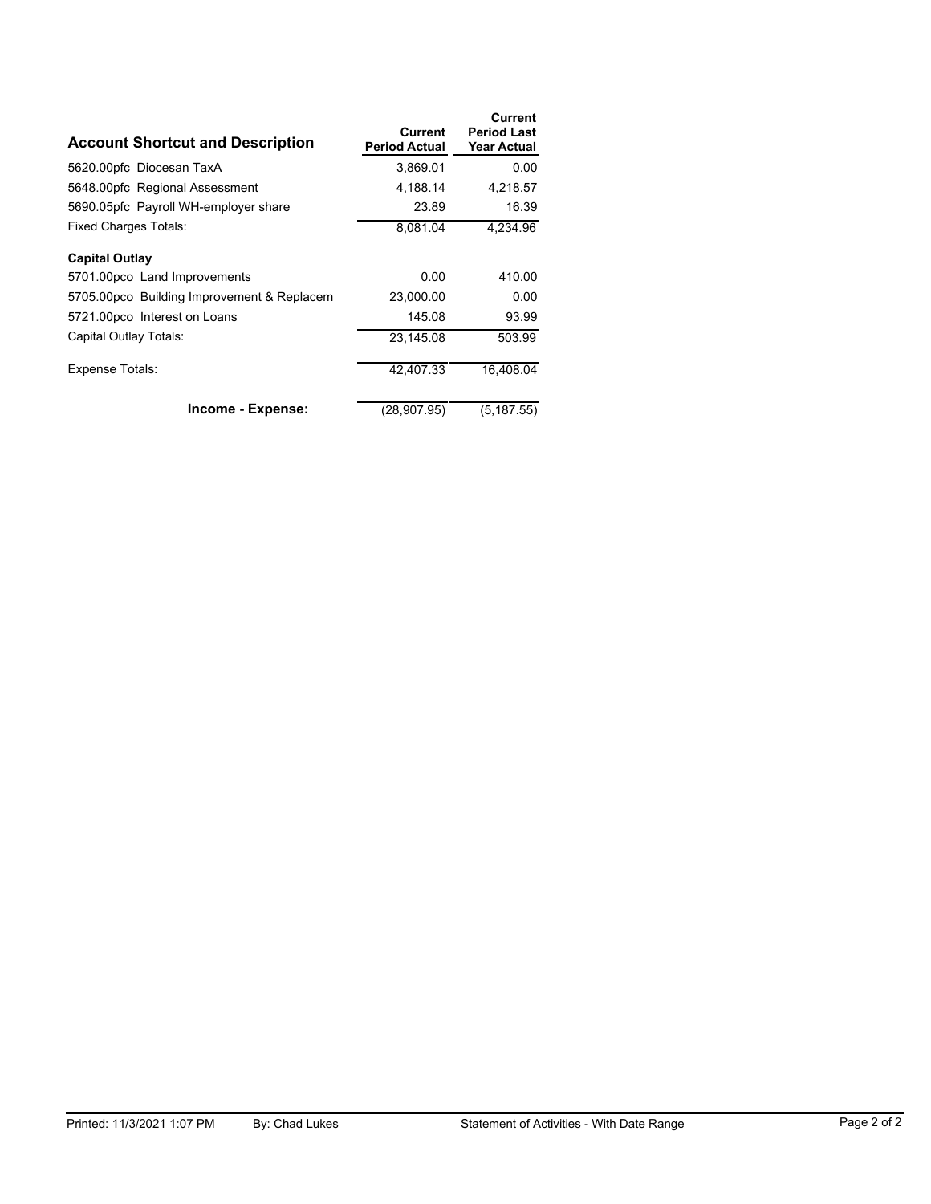| Account Shortcut and Description | Current Period Actual | Current Period Last Year Actual |
|---|---|---|
| 5620.00pfc Diocesan TaxA | 3,869.01 | 0.00 |
| 5648.00pfc Regional Assessment | 4,188.14 | 4,218.57 |
| 5690.05pfc Payroll WH-employer share | 23.89 | 16.39 |
| Fixed Charges Totals: | 8,081.04 | 4,234.96 |
| **Capital Outlay** | | |
| 5701.00pco Land Improvements | 0.00 | 410.00 |
| 5705.00pco Building Improvement & Replacem | 23,000.00 | 0.00 |
| 5721.00pco Interest on Loans | 145.08 | 93.99 |
| Capital Outlay Totals: | 23,145.08 | 503.99 |
| Expense Totals: | 42,407.33 | 16,408.04 |
| **Income - Expense:** | (28,907.95) | (5,187.55) |

Printed: 11/3/2021 1:07 PM By: Chad Lukes Statement of Activities - With Date Range